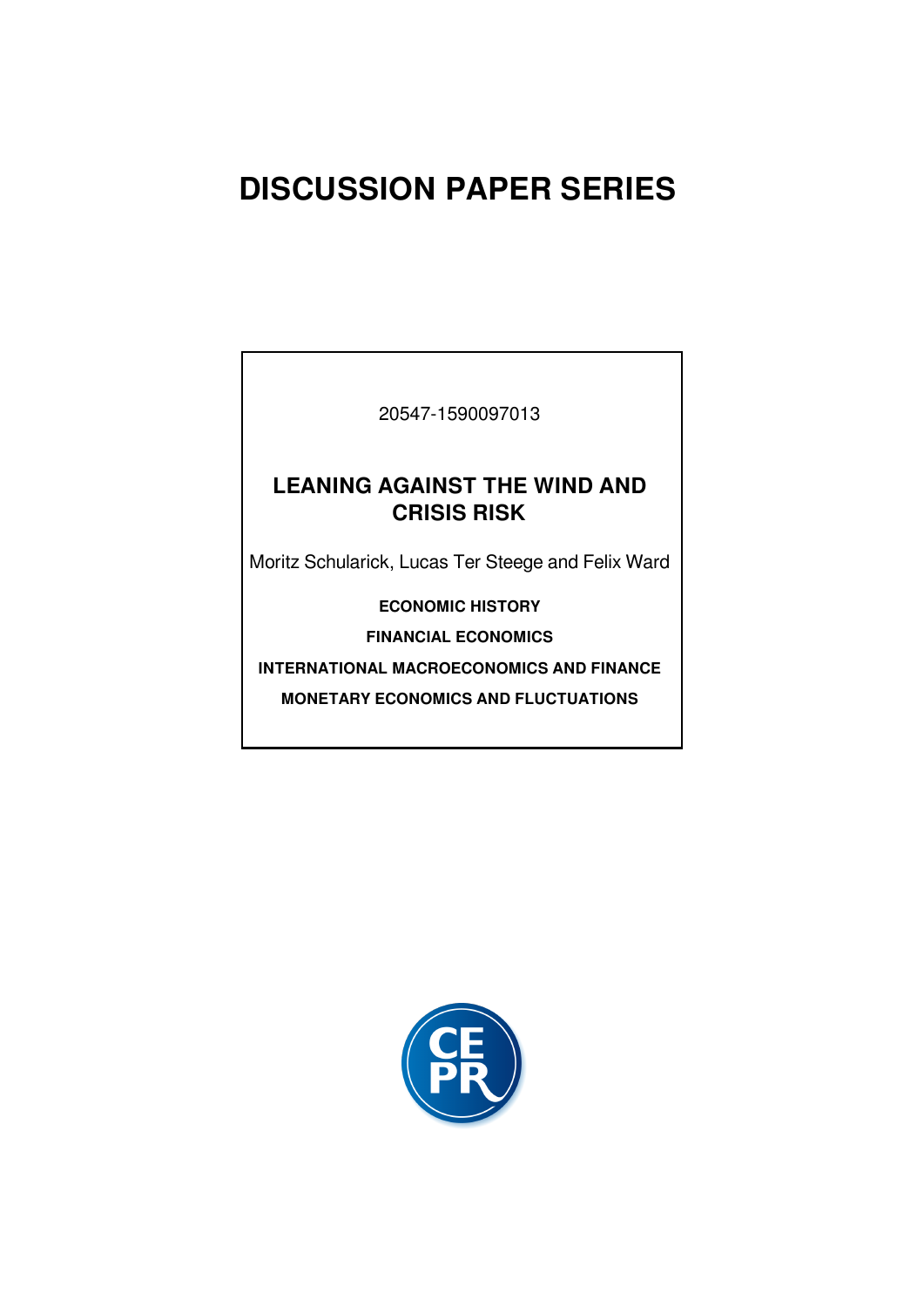# DISCUSSION PAPER SERIES

20547-1590097013

## LEANING AGAINST THE WIND AND CRISIS RISK

Moritz Schularick, Lucas Ter Steege and Felix Ward

**ECONOMIC HISTORY**

**FINANCIAL ECONOMICS**

**INTERNATIONAL MACROECONOMICS AND FINANCE**

**MONETARY ECONOMICS AND FLUCTUATIONS**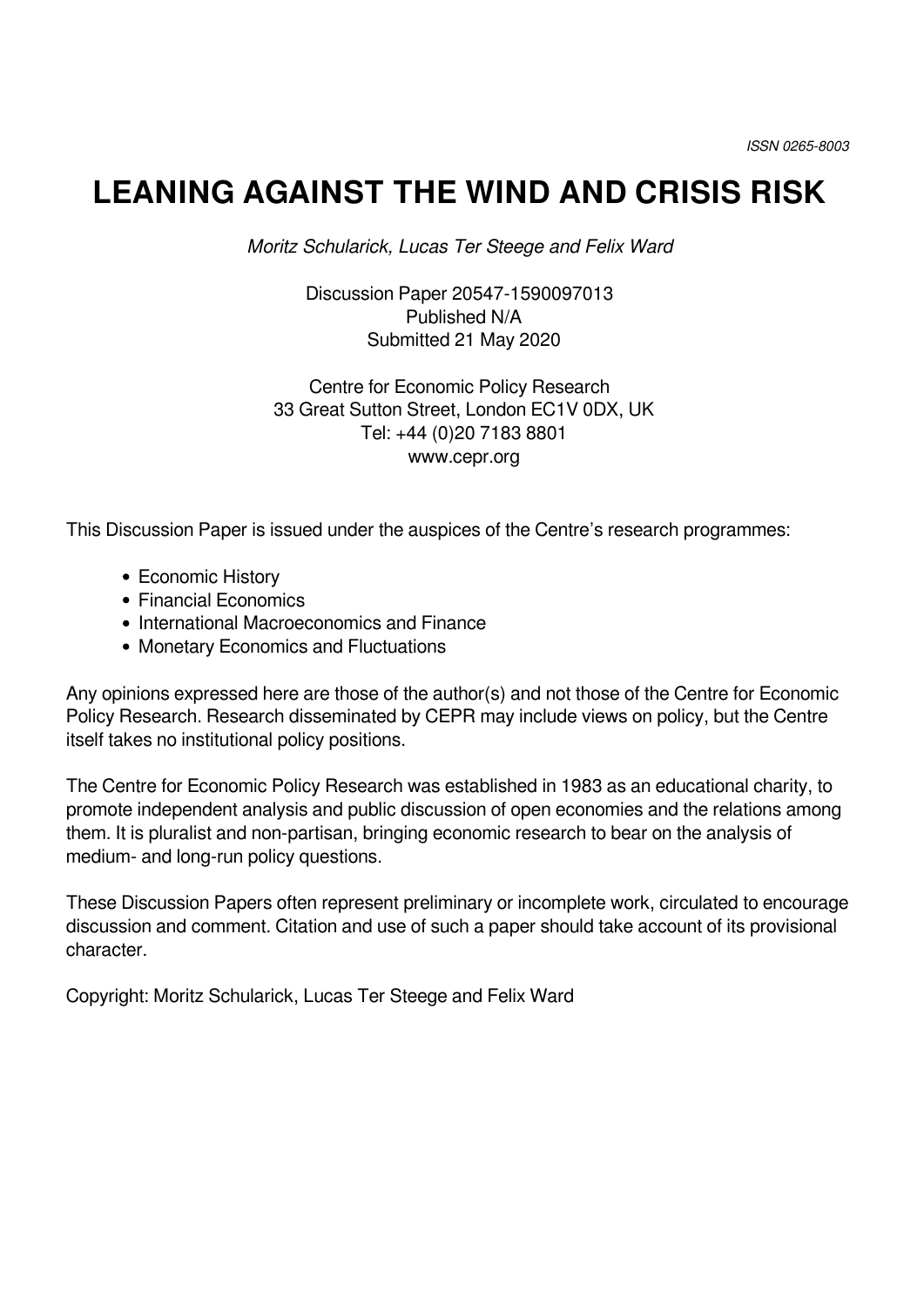ISSN 0265-8003

# LEANING AGAINST THE WIND AND CRISIS RISK

*Moritz Schularick, Lucas Ter Steege and Felix Ward*

Discussion Paper 20547-1590097013
Published N/A
Submitted 21 May 2020

Centre for Economic Policy Research
33 Great Sutton Street, London EC1V 0DX, UK
Tel: +44 (0)20 7183 8801
www.cepr.org

This Discussion Paper is issued under the auspices of the Centre's research programmes:

- Economic History
- Financial Economics
- International Macroeconomics and Finance
- Monetary Economics and Fluctuations

Any opinions expressed here are those of the author(s) and not those of the Centre for Economic Policy Research. Research disseminated by CEPR may include views on policy, but the Centre itself takes no institutional policy positions.

The Centre for Economic Policy Research was established in 1983 as an educational charity, to promote independent analysis and public discussion of open economies and the relations among them. It is pluralist and non-partisan, bringing economic research to bear on the analysis of medium- and long-run policy questions.

These Discussion Papers often represent preliminary or incomplete work, circulated to encourage discussion and comment. Citation and use of such a paper should take account of its provisional character.

Copyright: Moritz Schularick, Lucas Ter Steege and Felix Ward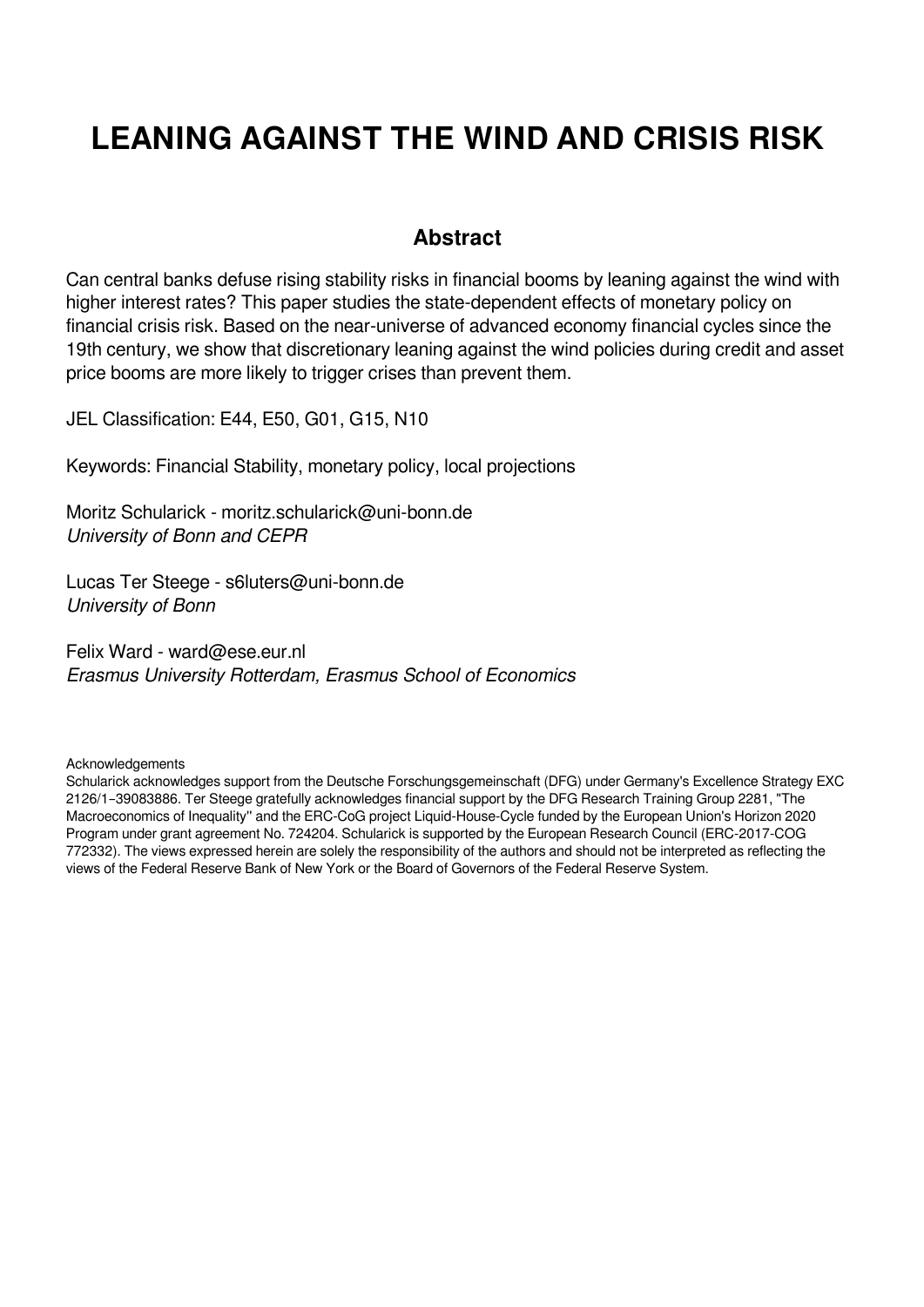# LEANING AGAINST THE WIND AND CRISIS RISK

## Abstract

Can central banks defuse rising stability risks in financial booms by leaning against the wind with higher interest rates? This paper studies the state-dependent effects of monetary policy on financial crisis risk. Based on the near-universe of advanced economy financial cycles since the 19th century, we show that discretionary leaning against the wind policies during credit and asset price booms are more likely to trigger crises than prevent them.

JEL Classification: E44, E50, G01, G15, N10

Keywords: Financial Stability, monetary policy, local projections

Moritz Schularick - moritz.schularick@uni-bonn.de
*University of Bonn and CEPR*

Lucas Ter Steege - s6luters@uni-bonn.de
*University of Bonn*

Felix Ward - ward@ese.eur.nl
*Erasmus University Rotterdam, Erasmus School of Economics*

Acknowledgements
Schularick acknowledges support from the Deutsche Forschungsgemeinschaft (DFG) under Germany's Excellence Strategy EXC 2126/1–39083886. Ter Steege gratefully acknowledges financial support by the DFG Research Training Group 2281, "The Macroeconomics of Inequality'' and the ERC-CoG project Liquid-House-Cycle funded by the European Union's Horizon 2020 Program under grant agreement No. 724204. Schularick is supported by the European Research Council (ERC-2017-COG 772332). The views expressed herein are solely the responsibility of the authors and should not be interpreted as reflecting the views of the Federal Reserve Bank of New York or the Board of Governors of the Federal Reserve System.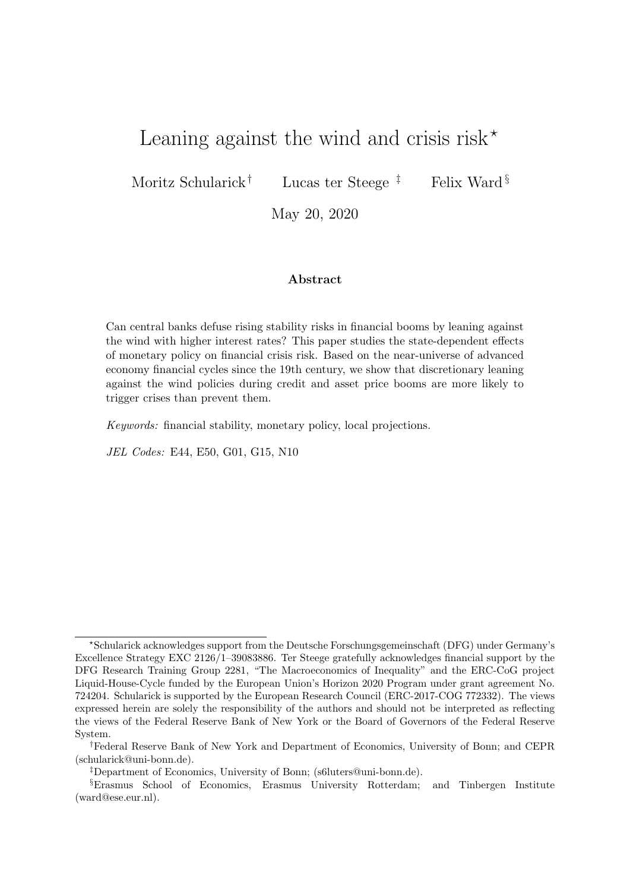# Leaning against the wind and crisis risk*

Moritz Schularick[†] Lucas ter Steege [‡] Felix Ward[§]

May 20, 2020

**Abstract**

Can central banks defuse rising stability risks in financial booms by leaning against the wind with higher interest rates? This paper studies the state-dependent effects of monetary policy on financial crisis risk. Based on the near-universe of advanced economy financial cycles since the 19th century, we show that discretionary leaning against the wind policies during credit and asset price booms are more likely to trigger crises than prevent them.

*Keywords:* financial stability, monetary policy, local projections.

*JEL Codes:* E44, E50, G01, G15, N10

---

*Schularick acknowledges support from the Deutsche Forschungsgemeinschaft (DFG) under Germany's Excellence Strategy EXC 2126/1–39083886. Ter Steege gratefully acknowledges financial support by the DFG Research Training Group 2281, "The Macroeconomics of Inequality" and the ERC-CoG project Liquid-House-Cycle funded by the European Union's Horizon 2020 Program under grant agreement No. 724204. Schularick is supported by the European Research Council (ERC-2017-COG 772332). The views expressed herein are solely the responsibility of the authors and should not be interpreted as reflecting the views of the Federal Reserve Bank of New York or the Board of Governors of the Federal Reserve System.

†Federal Reserve Bank of New York and Department of Economics, University of Bonn; and CEPR (schularick@uni-bonn.de).

‡Department of Economics, University of Bonn; (s6luters@uni-bonn.de).

§Erasmus School of Economics, Erasmus University Rotterdam; and Tinbergen Institute (ward@ese.eur.nl).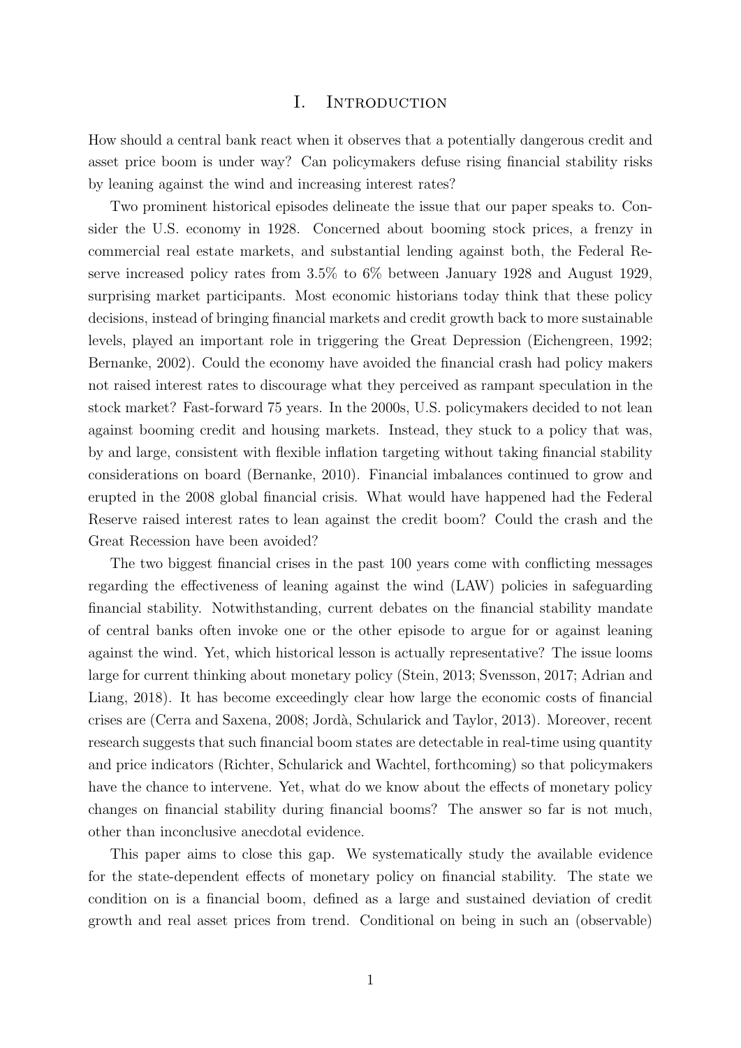# I. Introduction

How should a central bank react when it observes that a potentially dangerous credit and asset price boom is under way? Can policymakers defuse rising financial stability risks by leaning against the wind and increasing interest rates?

Two prominent historical episodes delineate the issue that our paper speaks to. Consider the U.S. economy in 1928. Concerned about booming stock prices, a frenzy in commercial real estate markets, and substantial lending against both, the Federal Reserve increased policy rates from 3.5% to 6% between January 1928 and August 1929, surprising market participants. Most economic historians today think that these policy decisions, instead of bringing financial markets and credit growth back to more sustainable levels, played an important role in triggering the Great Depression (Eichengreen, 1992; Bernanke, 2002). Could the economy have avoided the financial crash had policy makers not raised interest rates to discourage what they perceived as rampant speculation in the stock market? Fast-forward 75 years. In the 2000s, U.S. policymakers decided to not lean against booming credit and housing markets. Instead, they stuck to a policy that was, by and large, consistent with flexible inflation targeting without taking financial stability considerations on board (Bernanke, 2010). Financial imbalances continued to grow and erupted in the 2008 global financial crisis. What would have happened had the Federal Reserve raised interest rates to lean against the credit boom? Could the crash and the Great Recession have been avoided?

The two biggest financial crises in the past 100 years come with conflicting messages regarding the effectiveness of leaning against the wind (LAW) policies in safeguarding financial stability. Notwithstanding, current debates on the financial stability mandate of central banks often invoke one or the other episode to argue for or against leaning against the wind. Yet, which historical lesson is actually representative? The issue looms large for current thinking about monetary policy (Stein, 2013; Svensson, 2017; Adrian and Liang, 2018). It has become exceedingly clear how large the economic costs of financial crises are (Cerra and Saxena, 2008; Jordà, Schularick and Taylor, 2013). Moreover, recent research suggests that such financial boom states are detectable in real-time using quantity and price indicators (Richter, Schularick and Wachtel, forthcoming) so that policymakers have the chance to intervene. Yet, what do we know about the effects of monetary policy changes on financial stability during financial booms? The answer so far is not much, other than inconclusive anecdotal evidence.

This paper aims to close this gap. We systematically study the available evidence for the state-dependent effects of monetary policy on financial stability. The state we condition on is a financial boom, defined as a large and sustained deviation of credit growth and real asset prices from trend. Conditional on being in such an (observable)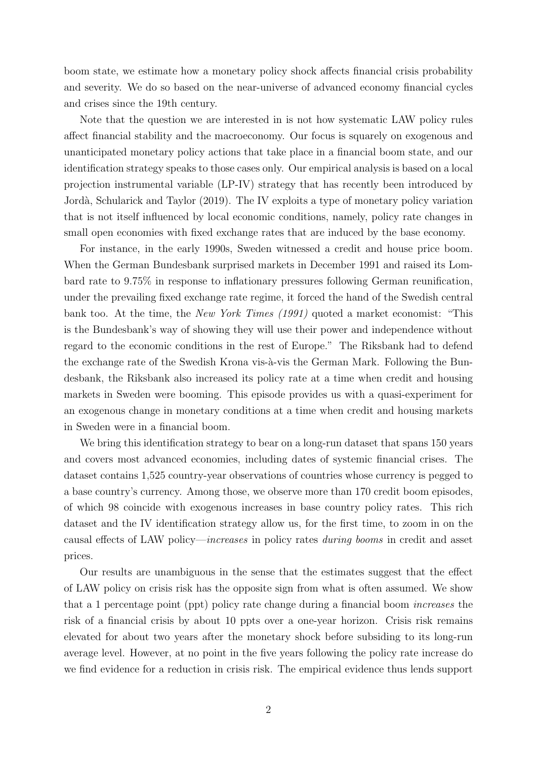boom state, we estimate how a monetary policy shock affects financial crisis probability and severity. We do so based on the near-universe of advanced economy financial cycles and crises since the 19th century.

Note that the question we are interested in is not how systematic LAW policy rules affect financial stability and the macroeconomy. Our focus is squarely on exogenous and unanticipated monetary policy actions that take place in a financial boom state, and our identification strategy speaks to those cases only. Our empirical analysis is based on a local projection instrumental variable (LP-IV) strategy that has recently been introduced by Jordà, Schularick and Taylor (2019). The IV exploits a type of monetary policy variation that is not itself influenced by local economic conditions, namely, policy rate changes in small open economies with fixed exchange rates that are induced by the base economy.

For instance, in the early 1990s, Sweden witnessed a credit and house price boom. When the German Bundesbank surprised markets in December 1991 and raised its Lombard rate to 9.75% in response to inflationary pressures following German reunification, under the prevailing fixed exchange rate regime, it forced the hand of the Swedish central bank too. At the time, the *New York Times (1991)* quoted a market economist: "This is the Bundesbank's way of showing they will use their power and independence without regard to the economic conditions in the rest of Europe." The Riksbank had to defend the exchange rate of the Swedish Krona vis-à-vis the German Mark. Following the Bundesbank, the Riksbank also increased its policy rate at a time when credit and housing markets in Sweden were booming. This episode provides us with a quasi-experiment for an exogenous change in monetary conditions at a time when credit and housing markets in Sweden were in a financial boom.

We bring this identification strategy to bear on a long-run dataset that spans 150 years and covers most advanced economies, including dates of systemic financial crises. The dataset contains 1,525 country-year observations of countries whose currency is pegged to a base country's currency. Among those, we observe more than 170 credit boom episodes, of which 98 coincide with exogenous increases in base country policy rates. This rich dataset and the IV identification strategy allow us, for the first time, to zoom in on the causal effects of LAW policy—*increases* in policy rates *during booms* in credit and asset prices.

Our results are unambiguous in the sense that the estimates suggest that the effect of LAW policy on crisis risk has the opposite sign from what is often assumed. We show that a 1 percentage point (ppt) policy rate change during a financial boom *increases* the risk of a financial crisis by about 10 ppts over a one-year horizon. Crisis risk remains elevated for about two years after the monetary shock before subsiding to its long-run average level. However, at no point in the five years following the policy rate increase do we find evidence for a reduction in crisis risk. The empirical evidence thus lends support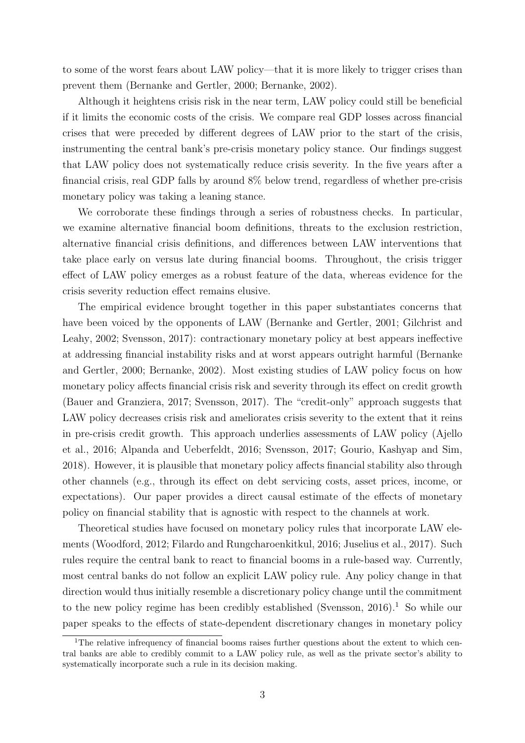to some of the worst fears about LAW policy—that it is more likely to trigger crises than prevent them (Bernanke and Gertler, 2000; Bernanke, 2002).

Although it heightens crisis risk in the near term, LAW policy could still be beneficial if it limits the economic costs of the crisis. We compare real GDP losses across financial crises that were preceded by different degrees of LAW prior to the start of the crisis, instrumenting the central bank's pre-crisis monetary policy stance. Our findings suggest that LAW policy does not systematically reduce crisis severity. In the five years after a financial crisis, real GDP falls by around 8% below trend, regardless of whether pre-crisis monetary policy was taking a leaning stance.

We corroborate these findings through a series of robustness checks. In particular, we examine alternative financial boom definitions, threats to the exclusion restriction, alternative financial crisis definitions, and differences between LAW interventions that take place early on versus late during financial booms. Throughout, the crisis trigger effect of LAW policy emerges as a robust feature of the data, whereas evidence for the crisis severity reduction effect remains elusive.

The empirical evidence brought together in this paper substantiates concerns that have been voiced by the opponents of LAW (Bernanke and Gertler, 2001; Gilchrist and Leahy, 2002; Svensson, 2017): contractionary monetary policy at best appears ineffective at addressing financial instability risks and at worst appears outright harmful (Bernanke and Gertler, 2000; Bernanke, 2002). Most existing studies of LAW policy focus on how monetary policy affects financial crisis risk and severity through its effect on credit growth (Bauer and Granziera, 2017; Svensson, 2017). The "credit-only" approach suggests that LAW policy decreases crisis risk and ameliorates crisis severity to the extent that it reins in pre-crisis credit growth. This approach underlies assessments of LAW policy (Ajello et al., 2016; Alpanda and Ueberfeldt, 2016; Svensson, 2017; Gourio, Kashyap and Sim, 2018). However, it is plausible that monetary policy affects financial stability also through other channels (e.g., through its effect on debt servicing costs, asset prices, income, or expectations). Our paper provides a direct causal estimate of the effects of monetary policy on financial stability that is agnostic with respect to the channels at work.

Theoretical studies have focused on monetary policy rules that incorporate LAW elements (Woodford, 2012; Filardo and Rungcharoenkitkul, 2016; Juselius et al., 2017). Such rules require the central bank to react to financial booms in a rule-based way. Currently, most central banks do not follow an explicit LAW policy rule. Any policy change in that direction would thus initially resemble a discretionary policy change until the commitment to the new policy regime has been credibly established (Svensson, 2016).[1] So while our paper speaks to the effects of state-dependent discretionary changes in monetary policy

[1] The relative infrequency of financial booms raises further questions about the extent to which central banks are able to credibly commit to a LAW policy rule, as well as the private sector's ability to systematically incorporate such a rule in its decision making.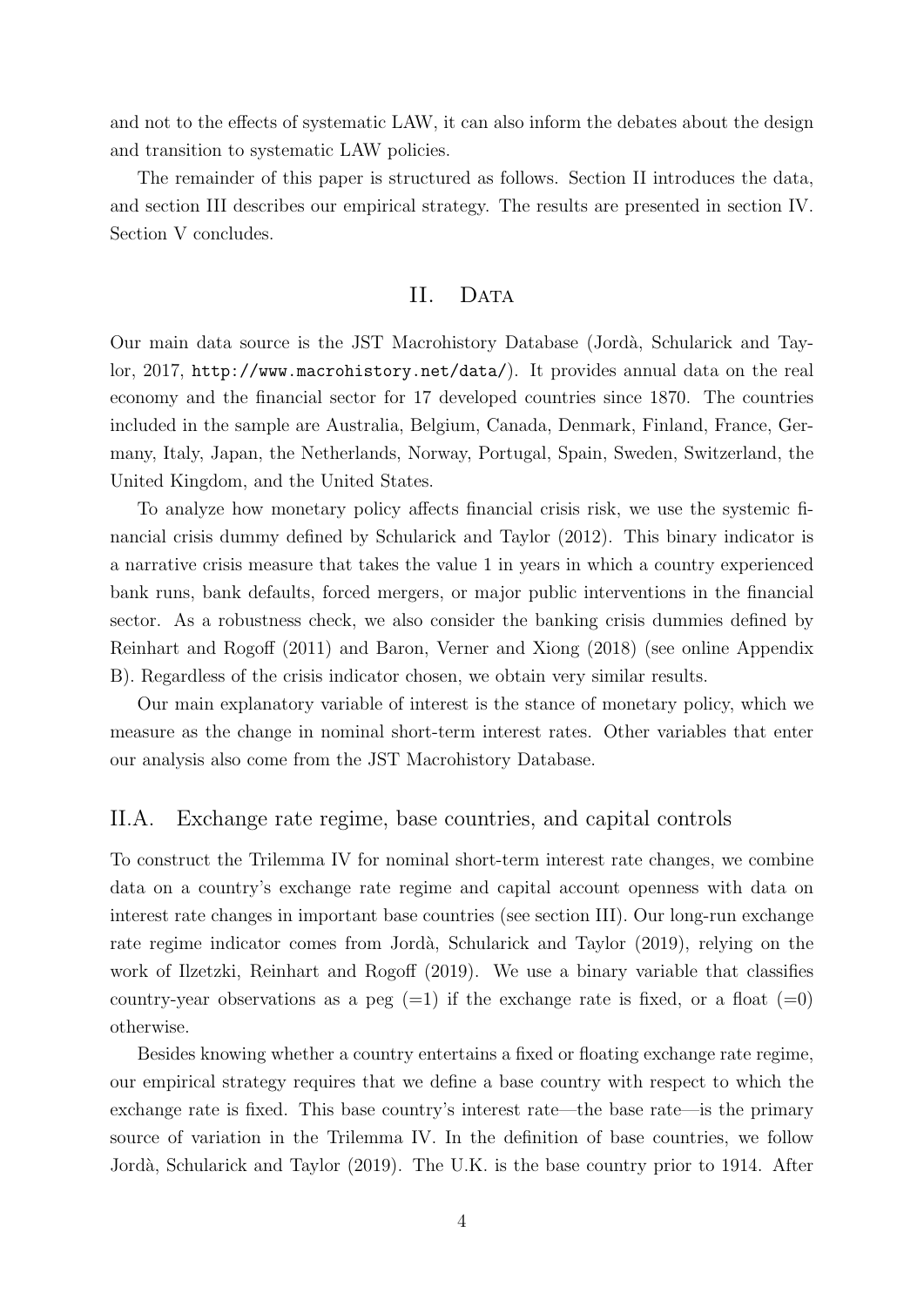and not to the effects of systematic LAW, it can also inform the debates about the design and transition to systematic LAW policies.

The remainder of this paper is structured as follows. Section II introduces the data, and section III describes our empirical strategy. The results are presented in section IV. Section V concludes.

## II. Data

Our main data source is the JST Macrohistory Database (Jordà, Schularick and Taylor, 2017, `http://www.macrohistory.net/data/`). It provides annual data on the real economy and the financial sector for 17 developed countries since 1870. The countries included in the sample are Australia, Belgium, Canada, Denmark, Finland, France, Germany, Italy, Japan, the Netherlands, Norway, Portugal, Spain, Sweden, Switzerland, the United Kingdom, and the United States.

To analyze how monetary policy affects financial crisis risk, we use the systemic financial crisis dummy defined by Schularick and Taylor (2012). This binary indicator is a narrative crisis measure that takes the value 1 in years in which a country experienced bank runs, bank defaults, forced mergers, or major public interventions in the financial sector. As a robustness check, we also consider the banking crisis dummies defined by Reinhart and Rogoff (2011) and Baron, Verner and Xiong (2018) (see online Appendix B). Regardless of the crisis indicator chosen, we obtain very similar results.

Our main explanatory variable of interest is the stance of monetary policy, which we measure as the change in nominal short-term interest rates. Other variables that enter our analysis also come from the JST Macrohistory Database.

### II.A. Exchange rate regime, base countries, and capital controls

To construct the Trilemma IV for nominal short-term interest rate changes, we combine data on a country's exchange rate regime and capital account openness with data on interest rate changes in important base countries (see section III). Our long-run exchange rate regime indicator comes from Jordà, Schularick and Taylor (2019), relying on the work of Ilzetzki, Reinhart and Rogoff (2019). We use a binary variable that classifies country-year observations as a peg (=1) if the exchange rate is fixed, or a float (=0) otherwise.

Besides knowing whether a country entertains a fixed or floating exchange rate regime, our empirical strategy requires that we define a base country with respect to which the exchange rate is fixed. This base country's interest rate—the base rate—is the primary source of variation in the Trilemma IV. In the definition of base countries, we follow Jordà, Schularick and Taylor (2019). The U.K. is the base country prior to 1914. After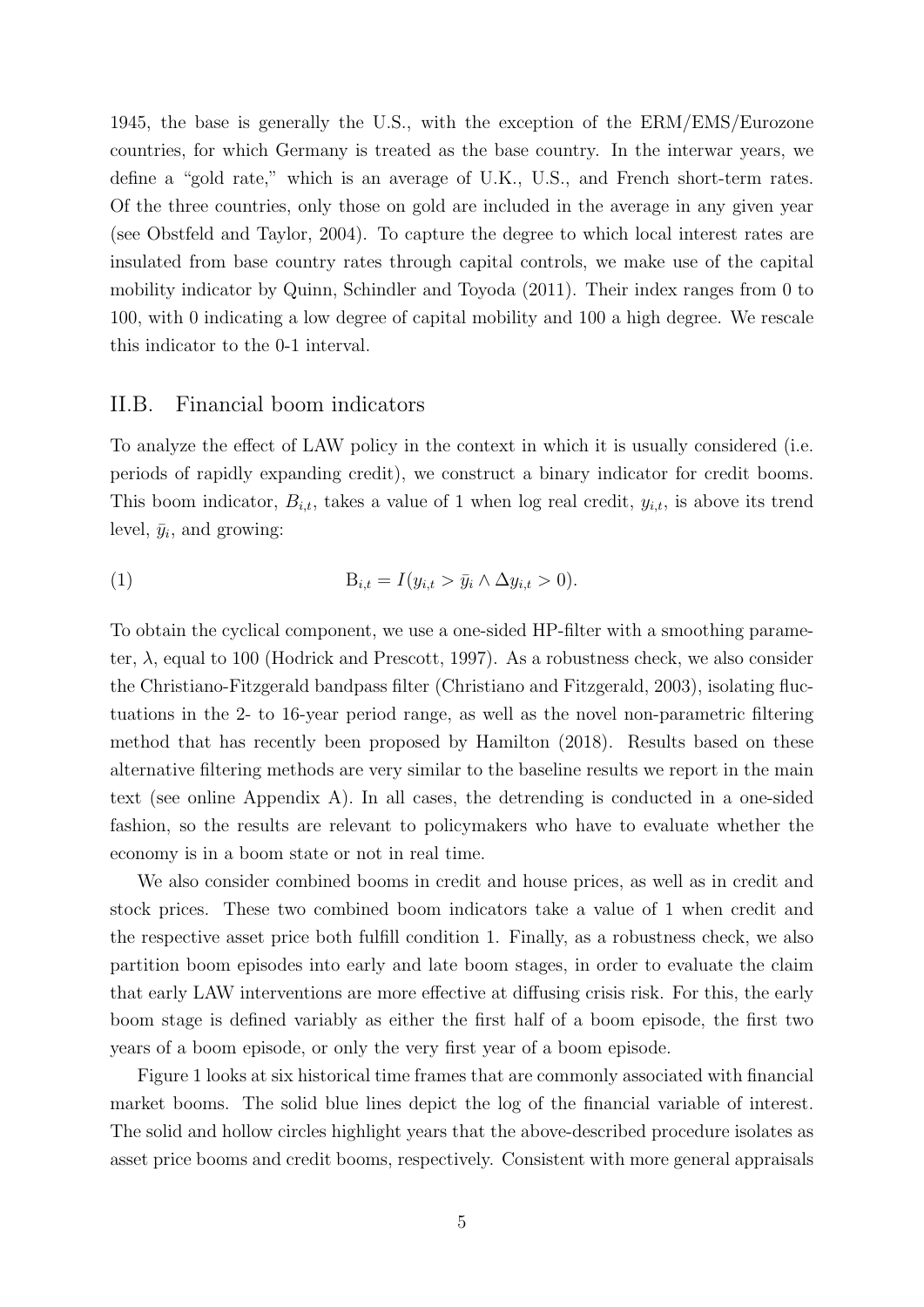1945, the base is generally the U.S., with the exception of the ERM/EMS/Eurozone countries, for which Germany is treated as the base country. In the interwar years, we define a "gold rate," which is an average of U.K., U.S., and French short-term rates. Of the three countries, only those on gold are included in the average in any given year (see Obstfeld and Taylor, 2004). To capture the degree to which local interest rates are insulated from base country rates through capital controls, we make use of the capital mobility indicator by Quinn, Schindler and Toyoda (2011). Their index ranges from 0 to 100, with 0 indicating a low degree of capital mobility and 100 a high degree. We rescale this indicator to the 0-1 interval.

## II.B. Financial boom indicators

To analyze the effect of LAW policy in the context in which it is usually considered (i.e. periods of rapidly expanding credit), we construct a binary indicator for credit booms. This boom indicator, $B_{i,t}$, takes a value of 1 when log real credit, $y_{i,t}$, is above its trend level, $\bar{y}_i$, and growing:

$$\mathrm{B}_{i,t} = I(y_{i,t} > \bar{y}_i \wedge \Delta y_{i,t} > 0). \tag{1}$$

To obtain the cyclical component, we use a one-sided HP-filter with a smoothing parameter, $\lambda$, equal to 100 (Hodrick and Prescott, 1997). As a robustness check, we also consider the Christiano-Fitzgerald bandpass filter (Christiano and Fitzgerald, 2003), isolating fluctuations in the 2- to 16-year period range, as well as the novel non-parametric filtering method that has recently been proposed by Hamilton (2018). Results based on these alternative filtering methods are very similar to the baseline results we report in the main text (see online Appendix A). In all cases, the detrending is conducted in a one-sided fashion, so the results are relevant to policymakers who have to evaluate whether the economy is in a boom state or not in real time.

We also consider combined booms in credit and house prices, as well as in credit and stock prices. These two combined boom indicators take a value of 1 when credit and the respective asset price both fulfill condition 1. Finally, as a robustness check, we also partition boom episodes into early and late boom stages, in order to evaluate the claim that early LAW interventions are more effective at diffusing crisis risk. For this, the early boom stage is defined variably as either the first half of a boom episode, the first two years of a boom episode, or only the very first year of a boom episode.

Figure 1 looks at six historical time frames that are commonly associated with financial market booms. The solid blue lines depict the log of the financial variable of interest. The solid and hollow circles highlight years that the above-described procedure isolates as asset price booms and credit booms, respectively. Consistent with more general appraisals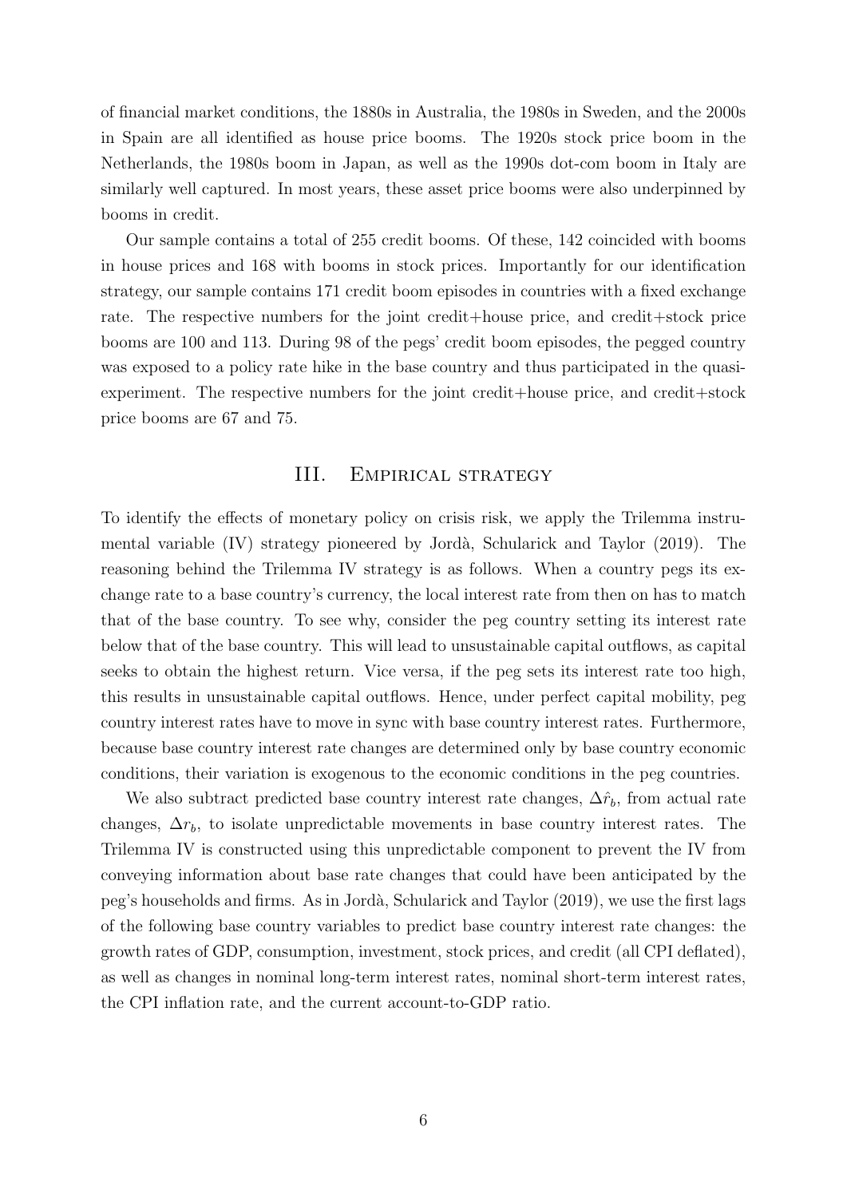of financial market conditions, the 1880s in Australia, the 1980s in Sweden, and the 2000s in Spain are all identified as house price booms. The 1920s stock price boom in the Netherlands, the 1980s boom in Japan, as well as the 1990s dot-com boom in Italy are similarly well captured. In most years, these asset price booms were also underpinned by booms in credit.

Our sample contains a total of 255 credit booms. Of these, 142 coincided with booms in house prices and 168 with booms in stock prices. Importantly for our identification strategy, our sample contains 171 credit boom episodes in countries with a fixed exchange rate. The respective numbers for the joint credit+house price, and credit+stock price booms are 100 and 113. During 98 of the pegs' credit boom episodes, the pegged country was exposed to a policy rate hike in the base country and thus participated in the quasi-experiment. The respective numbers for the joint credit+house price, and credit+stock price booms are 67 and 75.

## III. Empirical strategy

To identify the effects of monetary policy on crisis risk, we apply the Trilemma instrumental variable (IV) strategy pioneered by Jordà, Schularick and Taylor (2019). The reasoning behind the Trilemma IV strategy is as follows. When a country pegs its exchange rate to a base country's currency, the local interest rate from then on has to match that of the base country. To see why, consider the peg country setting its interest rate below that of the base country. This will lead to unsustainable capital outflows, as capital seeks to obtain the highest return. Vice versa, if the peg sets its interest rate too high, this results in unsustainable capital outflows. Hence, under perfect capital mobility, peg country interest rates have to move in sync with base country interest rates. Furthermore, because base country interest rate changes are determined only by base country economic conditions, their variation is exogenous to the economic conditions in the peg countries.

We also subtract predicted base country interest rate changes, $\Delta\hat{r}_b$, from actual rate changes, $\Delta r_b$, to isolate unpredictable movements in base country interest rates. The Trilemma IV is constructed using this unpredictable component to prevent the IV from conveying information about base rate changes that could have been anticipated by the peg's households and firms. As in Jordà, Schularick and Taylor (2019), we use the first lags of the following base country variables to predict base country interest rate changes: the growth rates of GDP, consumption, investment, stock prices, and credit (all CPI deflated), as well as changes in nominal long-term interest rates, nominal short-term interest rates, the CPI inflation rate, and the current account-to-GDP ratio.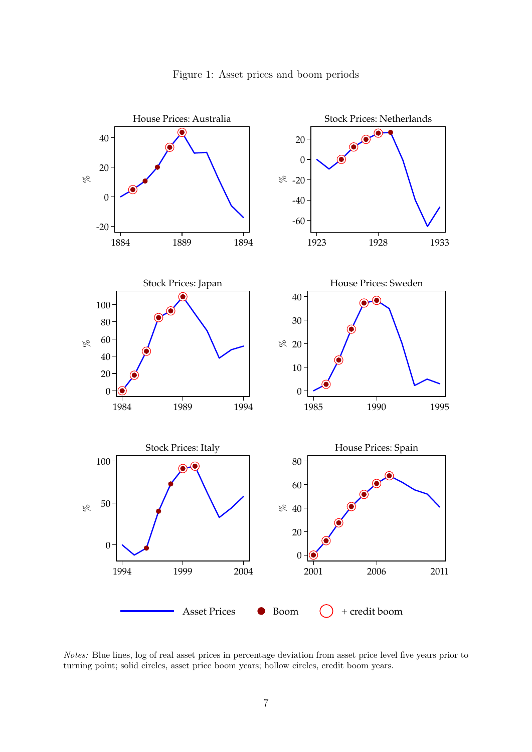Figure 1: Asset prices and boom periods

*Notes:* Blue lines, log of real asset prices in percentage deviation from asset price level five years prior to turning point; solid circles, asset price boom years; hollow circles, credit boom years.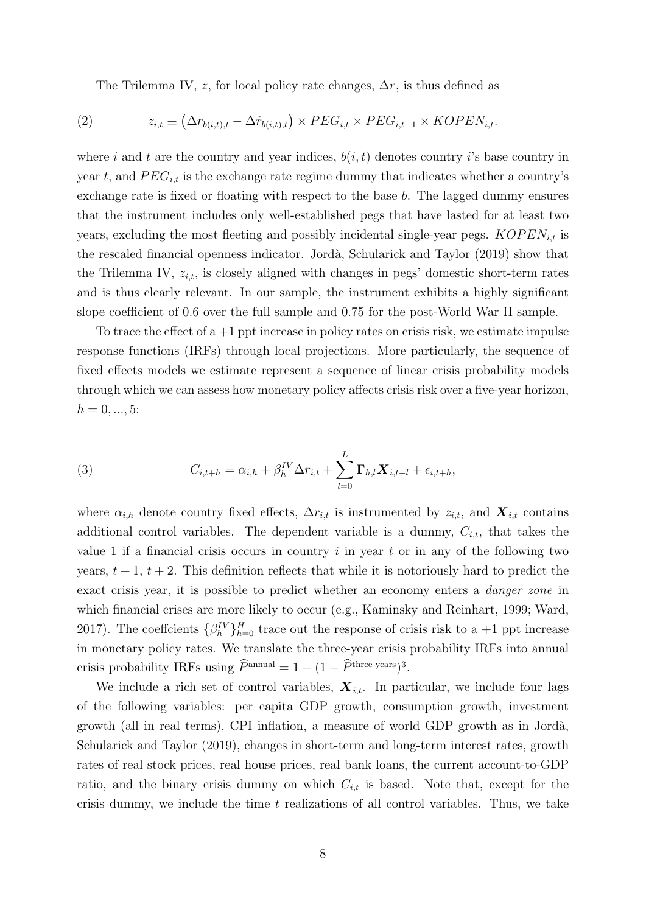The Trilemma IV, $z$, for local policy rate changes, $\Delta r$, is thus defined as

$$z_{i,t} \equiv \left(\Delta r_{b(i,t),t} - \Delta \hat{r}_{b(i,t),t}\right) \times PEG_{i,t} \times PEG_{i,t-1} \times KOPEN_{i,t}. \tag{2}$$

where $i$ and $t$ are the country and year indices, $b(i,t)$ denotes country $i$'s base country in year $t$, and $PEG_{i,t}$ is the exchange rate regime dummy that indicates whether a country's exchange rate is fixed or floating with respect to the base $b$. The lagged dummy ensures that the instrument includes only well-established pegs that have lasted for at least two years, excluding the most fleeting and possibly incidental single-year pegs. $KOPEN_{i,t}$ is the rescaled financial openness indicator. Jordà, Schularick and Taylor (2019) show that the Trilemma IV, $z_{i,t}$, is closely aligned with changes in pegs' domestic short-term rates and is thus clearly relevant. In our sample, the instrument exhibits a highly significant slope coefficient of 0.6 over the full sample and 0.75 for the post-World War II sample.

To trace the effect of a +1 ppt increase in policy rates on crisis risk, we estimate impulse response functions (IRFs) through local projections. More particularly, the sequence of fixed effects models we estimate represent a sequence of linear crisis probability models through which we can assess how monetary policy affects crisis risk over a five-year horizon, $h = 0, ..., 5$:

$$C_{i,t+h} = \alpha_{i,h} + \beta_h^{IV} \Delta r_{i,t} + \sum_{l=0}^{L} \boldsymbol{\Gamma}_{h,l} \boldsymbol{X}_{i,t-l} + \epsilon_{i,t+h}, \tag{3}$$

where $\alpha_{i,h}$ denote country fixed effects, $\Delta r_{i,t}$ is instrumented by $z_{i,t}$, and $\boldsymbol{X}_{i,t}$ contains additional control variables. The dependent variable is a dummy, $C_{i,t}$, that takes the value 1 if a financial crisis occurs in country $i$ in year $t$ or in any of the following two years, $t+1$, $t+2$. This definition reflects that while it is notoriously hard to predict the exact crisis year, it is possible to predict whether an economy enters a *danger zone* in which financial crises are more likely to occur (e.g., Kaminsky and Reinhart, 1999; Ward, 2017). The coeffcients $\{\beta_h^{IV}\}_{h=0}^{H}$ trace out the response of crisis risk to a +1 ppt increase in monetary policy rates. We translate the three-year crisis probability IRFs into annual crisis probability IRFs using $\widehat{P}^{\text{annual}} = 1 - (1 - \widehat{P}^{\text{three years}})^3$.

We include a rich set of control variables, $\boldsymbol{X}_{i,t}$. In particular, we include four lags of the following variables: per capita GDP growth, consumption growth, investment growth (all in real terms), CPI inflation, a measure of world GDP growth as in Jordà, Schularick and Taylor (2019), changes in short-term and long-term interest rates, growth rates of real stock prices, real house prices, real bank loans, the current account-to-GDP ratio, and the binary crisis dummy on which $C_{i,t}$ is based. Note that, except for the crisis dummy, we include the time $t$ realizations of all control variables. Thus, we take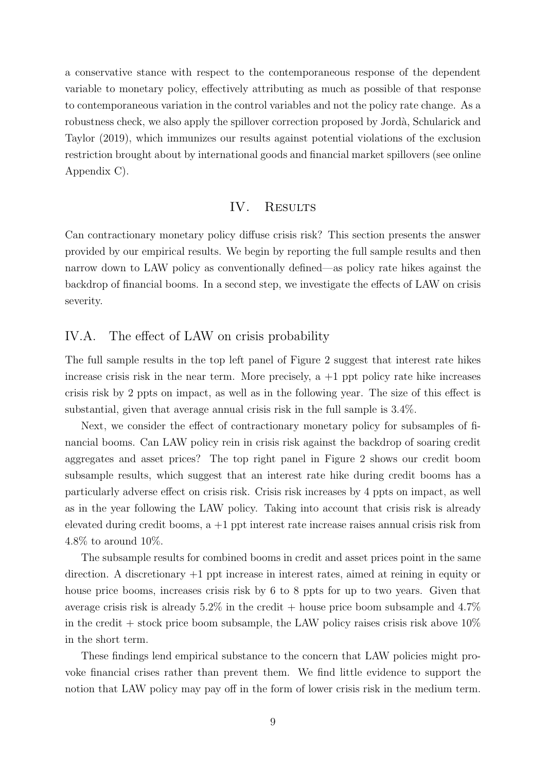a conservative stance with respect to the contemporaneous response of the dependent variable to monetary policy, effectively attributing as much as possible of that response to contemporaneous variation in the control variables and not the policy rate change. As a robustness check, we also apply the spillover correction proposed by Jordà, Schularick and Taylor (2019), which immunizes our results against potential violations of the exclusion restriction brought about by international goods and financial market spillovers (see online Appendix C).

# IV. Results

Can contractionary monetary policy diffuse crisis risk? This section presents the answer provided by our empirical results. We begin by reporting the full sample results and then narrow down to LAW policy as conventionally defined—as policy rate hikes against the backdrop of financial booms. In a second step, we investigate the effects of LAW on crisis severity.

## IV.A. The effect of LAW on crisis probability

The full sample results in the top left panel of Figure 2 suggest that interest rate hikes increase crisis risk in the near term. More precisely, a +1 ppt policy rate hike increases crisis risk by 2 ppts on impact, as well as in the following year. The size of this effect is substantial, given that average annual crisis risk in the full sample is 3.4%.

Next, we consider the effect of contractionary monetary policy for subsamples of financial booms. Can LAW policy rein in crisis risk against the backdrop of soaring credit aggregates and asset prices? The top right panel in Figure 2 shows our credit boom subsample results, which suggest that an interest rate hike during credit booms has a particularly adverse effect on crisis risk. Crisis risk increases by 4 ppts on impact, as well as in the year following the LAW policy. Taking into account that crisis risk is already elevated during credit booms, a +1 ppt interest rate increase raises annual crisis risk from 4.8% to around 10%.

The subsample results for combined booms in credit and asset prices point in the same direction. A discretionary +1 ppt increase in interest rates, aimed at reining in equity or house price booms, increases crisis risk by 6 to 8 ppts for up to two years. Given that average crisis risk is already 5.2% in the credit + house price boom subsample and 4.7% in the credit + stock price boom subsample, the LAW policy raises crisis risk above 10% in the short term.

These findings lend empirical substance to the concern that LAW policies might provoke financial crises rather than prevent them. We find little evidence to support the notion that LAW policy may pay off in the form of lower crisis risk in the medium term.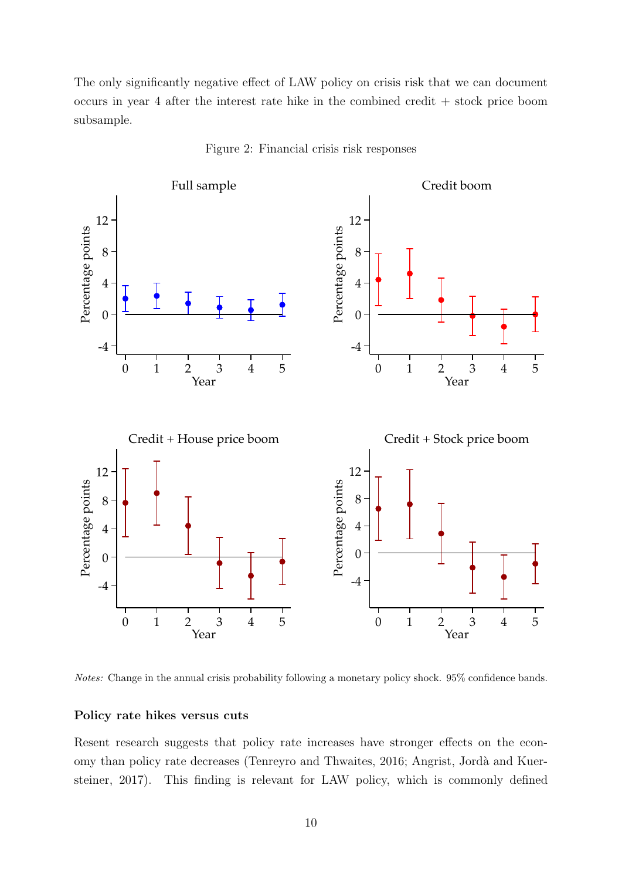The only significantly negative effect of LAW policy on crisis risk that we can document occurs in year 4 after the interest rate hike in the combined credit + stock price boom subsample.

Figure 2: Financial crisis risk responses

*Notes:* Change in the annual crisis probability following a monetary policy shock. 95% confidence bands.

**Policy rate hikes versus cuts**

Resent research suggests that policy rate increases have stronger effects on the economy than policy rate decreases (Tenreyro and Thwaites, 2016; Angrist, Jordà and Kuersteiner, 2017). This finding is relevant for LAW policy, which is commonly defined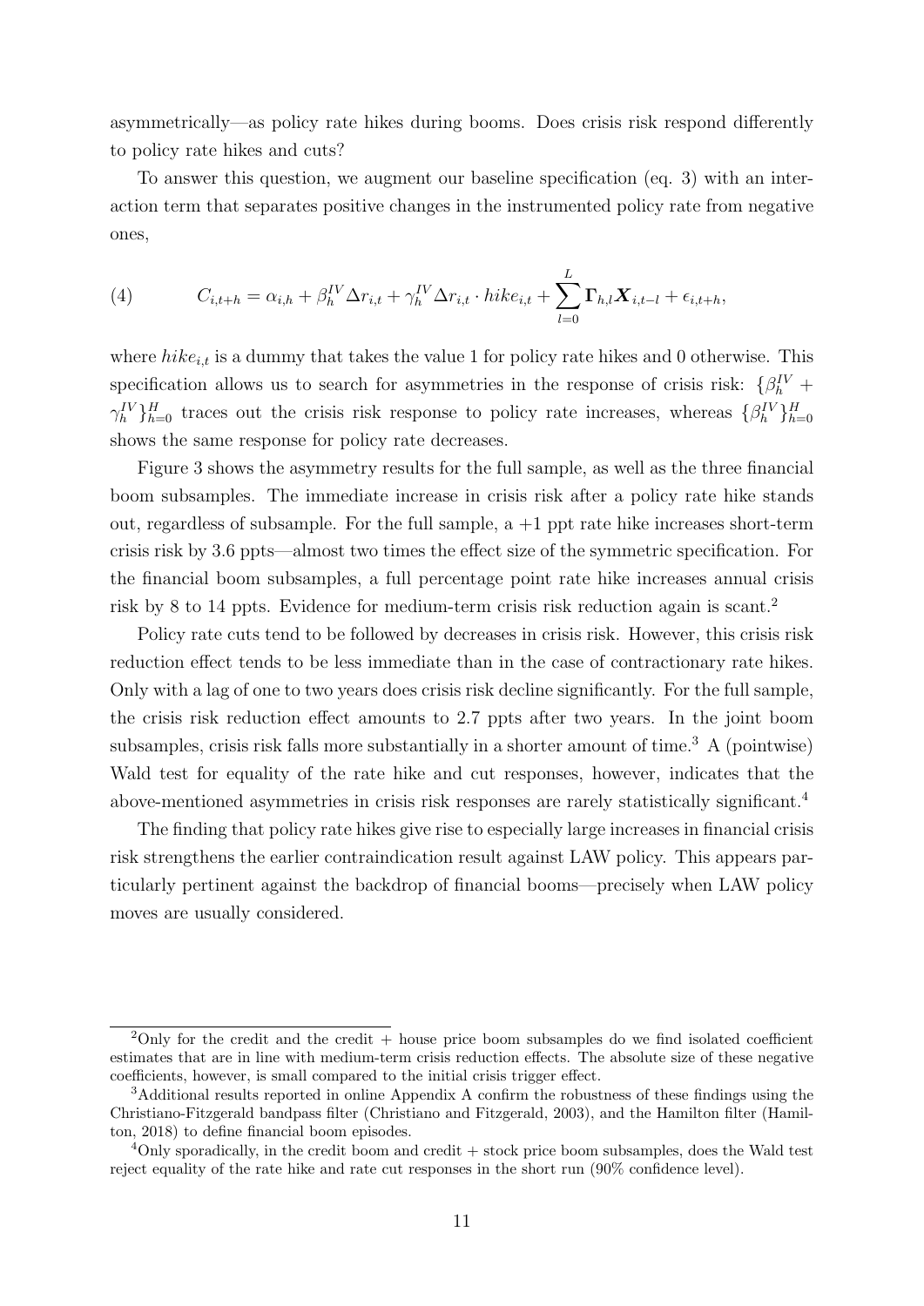asymmetrically—as policy rate hikes during booms. Does crisis risk respond differently to policy rate hikes and cuts?

To answer this question, we augment our baseline specification (eq. 3) with an interaction term that separates positive changes in the instrumented policy rate from negative ones,

$$C_{i,t+h} = \alpha_{i,h} + \beta_h^{IV} \Delta r_{i,t} + \gamma_h^{IV} \Delta r_{i,t} \cdot hike_{i,t} + \sum_{l=0}^{L} \mathbf{\Gamma}_{h,l} \mathbf{X}_{i,t-l} + \epsilon_{i,t+h}, \tag{4}$$

where $hike_{i,t}$ is a dummy that takes the value 1 for policy rate hikes and 0 otherwise. This specification allows us to search for asymmetries in the response of crisis risk: $\{\beta_h^{IV} + \gamma_h^{IV}\}_{h=0}^{H}$ traces out the crisis risk response to policy rate increases, whereas $\{\beta_h^{IV}\}_{h=0}^{H}$ shows the same response for policy rate decreases.

Figure 3 shows the asymmetry results for the full sample, as well as the three financial boom subsamples. The immediate increase in crisis risk after a policy rate hike stands out, regardless of subsample. For the full sample, a +1 ppt rate hike increases short-term crisis risk by 3.6 ppts—almost two times the effect size of the symmetric specification. For the financial boom subsamples, a full percentage point rate hike increases annual crisis risk by 8 to 14 ppts. Evidence for medium-term crisis risk reduction again is scant.[2]

Policy rate cuts tend to be followed by decreases in crisis risk. However, this crisis risk reduction effect tends to be less immediate than in the case of contractionary rate hikes. Only with a lag of one to two years does crisis risk decline significantly. For the full sample, the crisis risk reduction effect amounts to 2.7 ppts after two years. In the joint boom subsamples, crisis risk falls more substantially in a shorter amount of time.[3] A (pointwise) Wald test for equality of the rate hike and cut responses, however, indicates that the above-mentioned asymmetries in crisis risk responses are rarely statistically significant.[4]

The finding that policy rate hikes give rise to especially large increases in financial crisis risk strengthens the earlier contraindication result against LAW policy. This appears particularly pertinent against the backdrop of financial booms—precisely when LAW policy moves are usually considered.

---

[2] Only for the credit and the credit + house price boom subsamples do we find isolated coefficient estimates that are in line with medium-term crisis reduction effects. The absolute size of these negative coefficients, however, is small compared to the initial crisis trigger effect.

[3] Additional results reported in online Appendix A confirm the robustness of these findings using the Christiano-Fitzgerald bandpass filter (Christiano and Fitzgerald, 2003), and the Hamilton filter (Hamilton, 2018) to define financial boom episodes.

[4] Only sporadically, in the credit boom and credit + stock price boom subsamples, does the Wald test reject equality of the rate hike and rate cut responses in the short run (90% confidence level).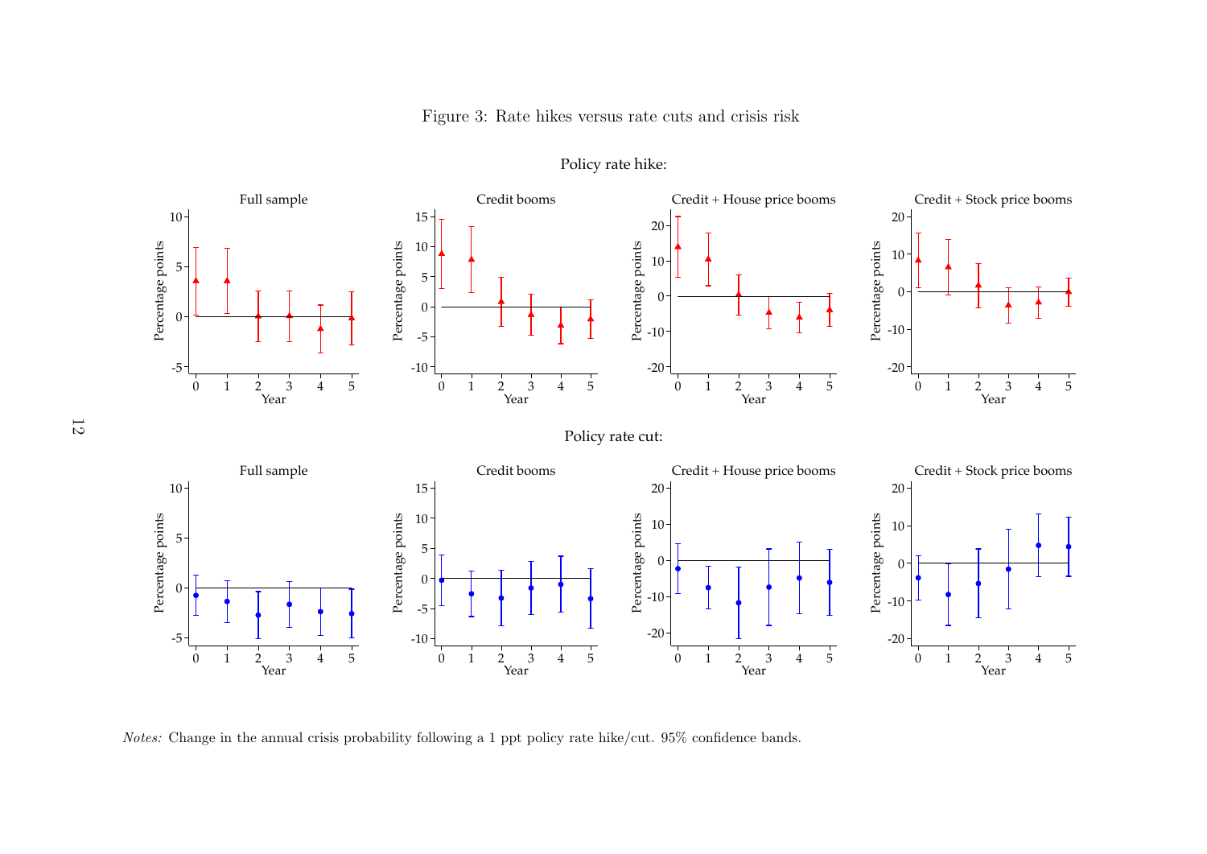Figure 3: Rate hikes versus rate cuts and crisis risk

*Notes:* Change in the annual crisis probability following a 1 ppt policy rate hike/cut. 95% confidence bands.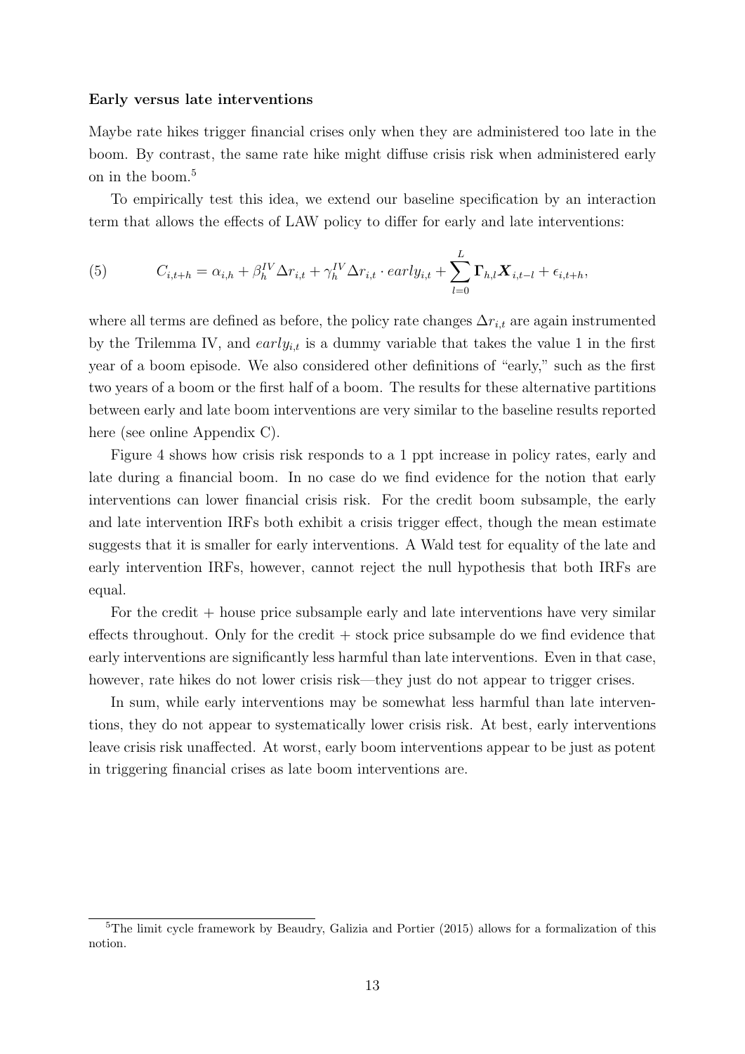**Early versus late interventions**

Maybe rate hikes trigger financial crises only when they are administered too late in the boom. By contrast, the same rate hike might diffuse crisis risk when administered early on in the boom.[5]

To empirically test this idea, we extend our baseline specification by an interaction term that allows the effects of LAW policy to differ for early and late interventions:

$$C_{i,t+h} = \alpha_{i,h} + \beta_h^{IV} \Delta r_{i,t} + \gamma_h^{IV} \Delta r_{i,t} \cdot early_{i,t} + \sum_{l=0}^{L} \mathbf{\Gamma}_{h,l} \boldsymbol{X}_{i,t-l} + \epsilon_{i,t+h}, \tag{5}$$

where all terms are defined as before, the policy rate changes $\Delta r_{i,t}$ are again instrumented by the Trilemma IV, and $early_{i,t}$ is a dummy variable that takes the value 1 in the first year of a boom episode. We also considered other definitions of "early," such as the first two years of a boom or the first half of a boom. The results for these alternative partitions between early and late boom interventions are very similar to the baseline results reported here (see online Appendix C).

Figure 4 shows how crisis risk responds to a 1 ppt increase in policy rates, early and late during a financial boom. In no case do we find evidence for the notion that early interventions can lower financial crisis risk. For the credit boom subsample, the early and late intervention IRFs both exhibit a crisis trigger effect, though the mean estimate suggests that it is smaller for early interventions. A Wald test for equality of the late and early intervention IRFs, however, cannot reject the null hypothesis that both IRFs are equal.

For the credit + house price subsample early and late interventions have very similar effects throughout. Only for the credit + stock price subsample do we find evidence that early interventions are significantly less harmful than late interventions. Even in that case, however, rate hikes do not lower crisis risk—they just do not appear to trigger crises.

In sum, while early interventions may be somewhat less harmful than late interventions, they do not appear to systematically lower crisis risk. At best, early interventions leave crisis risk unaffected. At worst, early boom interventions appear to be just as potent in triggering financial crises as late boom interventions are.

[5] The limit cycle framework by Beaudry, Galizia and Portier (2015) allows for a formalization of this notion.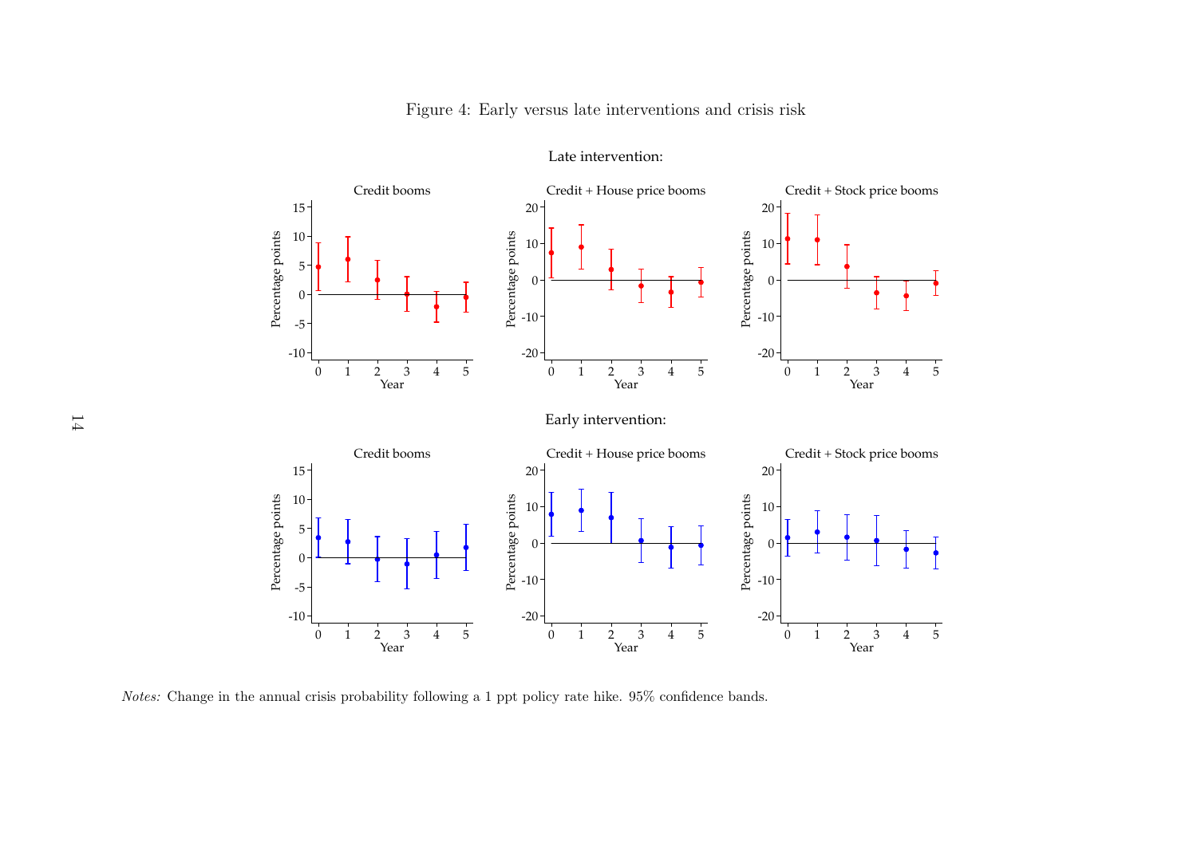Figure 4: Early versus late interventions and crisis risk

*Notes:* Change in the annual crisis probability following a 1 ppt policy rate hike. 95% confidence bands.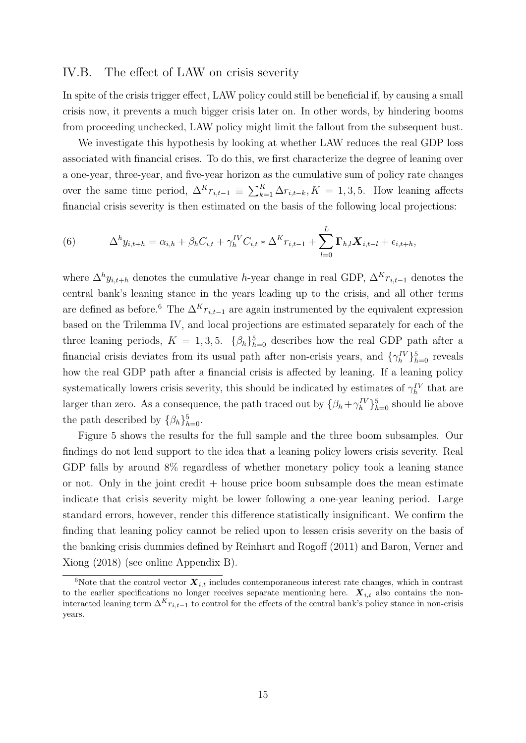### IV.B. The effect of LAW on crisis severity

In spite of the crisis trigger effect, LAW policy could still be beneficial if, by causing a small crisis now, it prevents a much bigger crisis later on. In other words, by hindering booms from proceeding unchecked, LAW policy might limit the fallout from the subsequent bust.

We investigate this hypothesis by looking at whether LAW reduces the real GDP loss associated with financial crises. To do this, we first characterize the degree of leaning over a one-year, three-year, and five-year horizon as the cumulative sum of policy rate changes over the same time period, $\Delta^K r_{i,t-1} \equiv \sum_{k=1}^{K} \Delta r_{i,t-k}, K = 1, 3, 5$. How leaning affects financial crisis severity is then estimated on the basis of the following local projections:

$$\Delta^h y_{i,t+h} = \alpha_{i,h} + \beta_h C_{i,t} + \gamma_h^{IV} C_{i,t} * \Delta^K r_{i,t-1} + \sum_{l=0}^{L} \mathbf{\Gamma}_{h,l} \mathbf{X}_{i,t-l} + \epsilon_{i,t+h}, \tag{6}$$

where $\Delta^h y_{i,t+h}$ denotes the cumulative $h$-year change in real GDP, $\Delta^K r_{i,t-1}$ denotes the central bank's leaning stance in the years leading up to the crisis, and all other terms are defined as before.[6] The $\Delta^K r_{i,t-1}$ are again instrumented by the equivalent expression based on the Trilemma IV, and local projections are estimated separately for each of the three leaning periods, $K = 1, 3, 5$. $\{\beta_h\}_{h=0}^5$ describes how the real GDP path after a financial crisis deviates from its usual path after non-crisis years, and $\{\gamma_h^{IV}\}_{h=0}^5$ reveals how the real GDP path after a financial crisis is affected by leaning. If a leaning policy systematically lowers crisis severity, this should be indicated by estimates of $\gamma_h^{IV}$ that are larger than zero. As a consequence, the path traced out by $\{\beta_h + \gamma_h^{IV}\}_{h=0}^5$ should lie above the path described by $\{\beta_h\}_{h=0}^5$.

Figure 5 shows the results for the full sample and the three boom subsamples. Our findings do not lend support to the idea that a leaning policy lowers crisis severity. Real GDP falls by around 8% regardless of whether monetary policy took a leaning stance or not. Only in the joint credit + house price boom subsample does the mean estimate indicate that crisis severity might be lower following a one-year leaning period. Large standard errors, however, render this difference statistically insignificant. We confirm the finding that leaning policy cannot be relied upon to lessen crisis severity on the basis of the banking crisis dummies defined by Reinhart and Rogoff (2011) and Baron, Verner and Xiong (2018) (see online Appendix B).

[6]Note that the control vector $\mathbf{X}_{i,t}$ includes contemporaneous interest rate changes, which in contrast to the earlier specifications no longer receives separate mentioning here. $\mathbf{X}_{i,t}$ also contains the non-interacted leaning term $\Delta^K r_{i,t-1}$ to control for the effects of the central bank's policy stance in non-crisis years.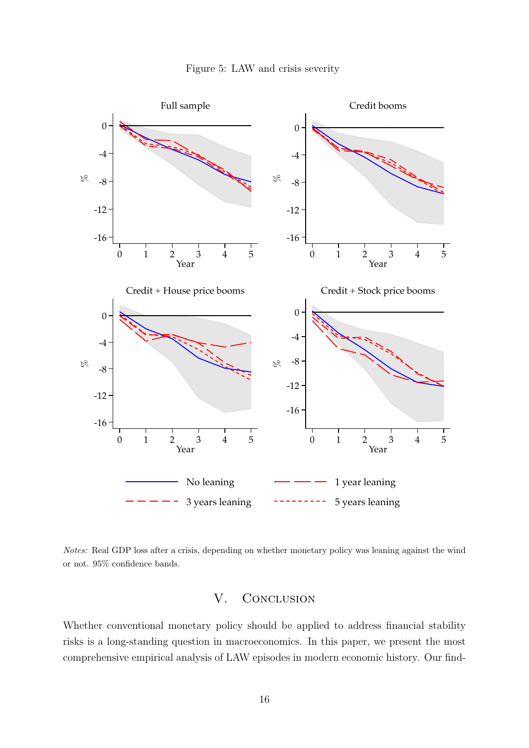Figure 5: LAW and crisis severity

*Notes:* Real GDP loss after a crisis, depending on whether monetary policy was leaning against the wind or not. 95% confidence bands.

## V. Conclusion

Whether conventional monetary policy should be applied to address financial stability risks is a long-standing question in macroeconomics. In this paper, we present the most comprehensive empirical analysis of LAW episodes in modern economic history. Our find-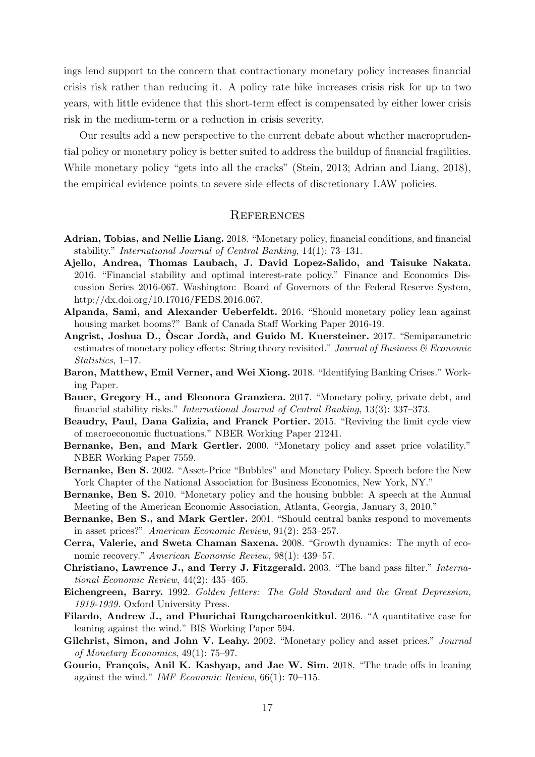ings lend support to the concern that contractionary monetary policy increases financial crisis risk rather than reducing it. A policy rate hike increases crisis risk for up to two years, with little evidence that this short-term effect is compensated by either lower crisis risk in the medium-term or a reduction in crisis severity.

Our results add a new perspective to the current debate about whether macroprudential policy or monetary policy is better suited to address the buildup of financial fragilities. While monetary policy "gets into all the cracks" (Stein, 2013; Adrian and Liang, 2018), the empirical evidence points to severe side effects of discretionary LAW policies.

## References

**Adrian, Tobias, and Nellie Liang.** 2018. "Monetary policy, financial conditions, and financial stability." *International Journal of Central Banking*, 14(1): 73–131.

**Ajello, Andrea, Thomas Laubach, J. David Lopez-Salido, and Taisuke Nakata.** 2016. "Financial stability and optimal interest-rate policy." Finance and Economics Discussion Series 2016-067. Washington: Board of Governors of the Federal Reserve System, http://dx.doi.org/10.17016/FEDS.2016.067.

**Alpanda, Sami, and Alexander Ueberfeldt.** 2016. "Should monetary policy lean against housing market booms?" Bank of Canada Staff Working Paper 2016-19.

**Angrist, Joshua D., Òscar Jordà, and Guido M. Kuersteiner.** 2017. "Semiparametric estimates of monetary policy effects: String theory revisited." *Journal of Business & Economic Statistics*, 1–17.

**Baron, Matthew, Emil Verner, and Wei Xiong.** 2018. "Identifying Banking Crises." Working Paper.

**Bauer, Gregory H., and Eleonora Granziera.** 2017. "Monetary policy, private debt, and financial stability risks." *International Journal of Central Banking*, 13(3): 337–373.

**Beaudry, Paul, Dana Galizia, and Franck Portier.** 2015. "Reviving the limit cycle view of macroeconomic fluctuations." NBER Working Paper 21241.

**Bernanke, Ben, and Mark Gertler.** 2000. "Monetary policy and asset price volatility." NBER Working Paper 7559.

**Bernanke, Ben S.** 2002. "Asset-Price "Bubbles" and Monetary Policy. Speech before the New York Chapter of the National Association for Business Economics, New York, NY."

**Bernanke, Ben S.** 2010. "Monetary policy and the housing bubble: A speech at the Annual Meeting of the American Economic Association, Atlanta, Georgia, January 3, 2010."

**Bernanke, Ben S., and Mark Gertler.** 2001. "Should central banks respond to movements in asset prices?" *American Economic Review*, 91(2): 253–257.

**Cerra, Valerie, and Sweta Chaman Saxena.** 2008. "Growth dynamics: The myth of economic recovery." *American Economic Review*, 98(1): 439–57.

**Christiano, Lawrence J., and Terry J. Fitzgerald.** 2003. "The band pass filter." *International Economic Review*, 44(2): 435–465.

**Eichengreen, Barry.** 1992. *Golden fetters: The Gold Standard and the Great Depression, 1919-1939.* Oxford University Press.

**Filardo, Andrew J., and Phurichai Rungcharoenkitkul.** 2016. "A quantitative case for leaning against the wind." BIS Working Paper 594.

**Gilchrist, Simon, and John V. Leahy.** 2002. "Monetary policy and asset prices." *Journal of Monetary Economics*, 49(1): 75–97.

**Gourio, François, Anil K. Kashyap, and Jae W. Sim.** 2018. "The trade offs in leaning against the wind." *IMF Economic Review*, 66(1): 70–115.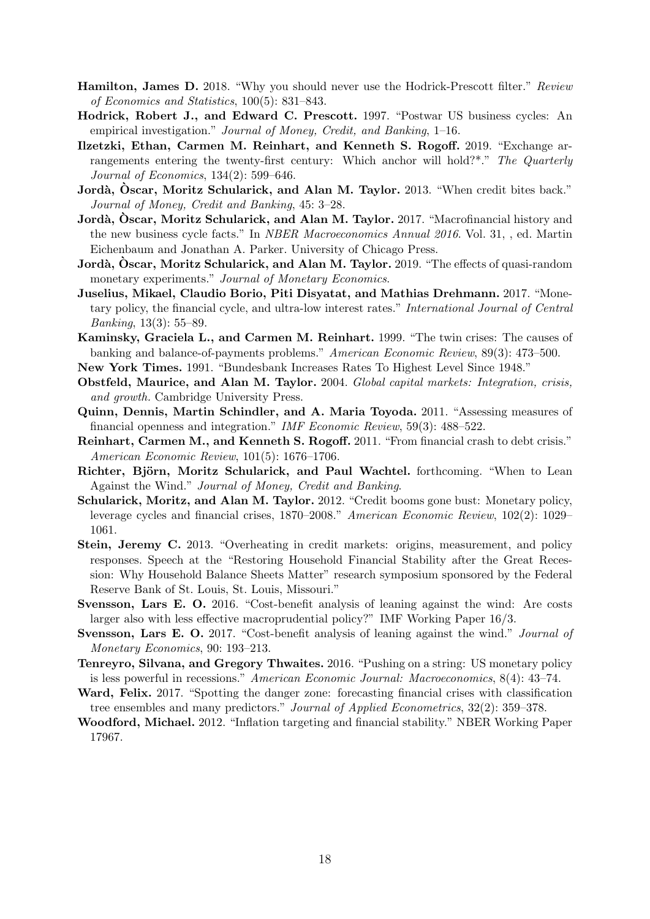**Hamilton, James D.** 2018. "Why you should never use the Hodrick-Prescott filter." *Review of Economics and Statistics*, 100(5): 831–843.

**Hodrick, Robert J., and Edward C. Prescott.** 1997. "Postwar US business cycles: An empirical investigation." *Journal of Money, Credit, and Banking*, 1–16.

**Ilzetzki, Ethan, Carmen M. Reinhart, and Kenneth S. Rogoff.** 2019. "Exchange arrangements entering the twenty-first century: Which anchor will hold?*." *The Quarterly Journal of Economics*, 134(2): 599–646.

**Jordà, Òscar, Moritz Schularick, and Alan M. Taylor.** 2013. "When credit bites back." *Journal of Money, Credit and Banking*, 45: 3–28.

**Jordà, Òscar, Moritz Schularick, and Alan M. Taylor.** 2017. "Macrofinancial history and the new business cycle facts." In *NBER Macroeconomics Annual 2016*. Vol. 31, , ed. Martin Eichenbaum and Jonathan A. Parker. University of Chicago Press.

**Jordà, Òscar, Moritz Schularick, and Alan M. Taylor.** 2019. "The effects of quasi-random monetary experiments." *Journal of Monetary Economics*.

**Juselius, Mikael, Claudio Borio, Piti Disyatat, and Mathias Drehmann.** 2017. "Monetary policy, the financial cycle, and ultra-low interest rates." *International Journal of Central Banking*, 13(3): 55–89.

**Kaminsky, Graciela L., and Carmen M. Reinhart.** 1999. "The twin crises: The causes of banking and balance-of-payments problems." *American Economic Review*, 89(3): 473–500.

**New York Times.** 1991. "Bundesbank Increases Rates To Highest Level Since 1948."

**Obstfeld, Maurice, and Alan M. Taylor.** 2004. *Global capital markets: Integration, crisis, and growth.* Cambridge University Press.

**Quinn, Dennis, Martin Schindler, and A. Maria Toyoda.** 2011. "Assessing measures of financial openness and integration." *IMF Economic Review*, 59(3): 488–522.

**Reinhart, Carmen M., and Kenneth S. Rogoff.** 2011. "From financial crash to debt crisis." *American Economic Review*, 101(5): 1676–1706.

**Richter, Björn, Moritz Schularick, and Paul Wachtel.** forthcoming. "When to Lean Against the Wind." *Journal of Money, Credit and Banking*.

**Schularick, Moritz, and Alan M. Taylor.** 2012. "Credit booms gone bust: Monetary policy, leverage cycles and financial crises, 1870–2008." *American Economic Review*, 102(2): 1029–1061.

**Stein, Jeremy C.** 2013. "Overheating in credit markets: origins, measurement, and policy responses. Speech at the "Restoring Household Financial Stability after the Great Recession: Why Household Balance Sheets Matter" research symposium sponsored by the Federal Reserve Bank of St. Louis, St. Louis, Missouri."

**Svensson, Lars E. O.** 2016. "Cost-benefit analysis of leaning against the wind: Are costs larger also with less effective macroprudential policy?" IMF Working Paper 16/3.

**Svensson, Lars E. O.** 2017. "Cost-benefit analysis of leaning against the wind." *Journal of Monetary Economics*, 90: 193–213.

**Tenreyro, Silvana, and Gregory Thwaites.** 2016. "Pushing on a string: US monetary policy is less powerful in recessions." *American Economic Journal: Macroeconomics*, 8(4): 43–74.

**Ward, Felix.** 2017. "Spotting the danger zone: forecasting financial crises with classification tree ensembles and many predictors." *Journal of Applied Econometrics*, 32(2): 359–378.

**Woodford, Michael.** 2012. "Inflation targeting and financial stability." NBER Working Paper 17967.